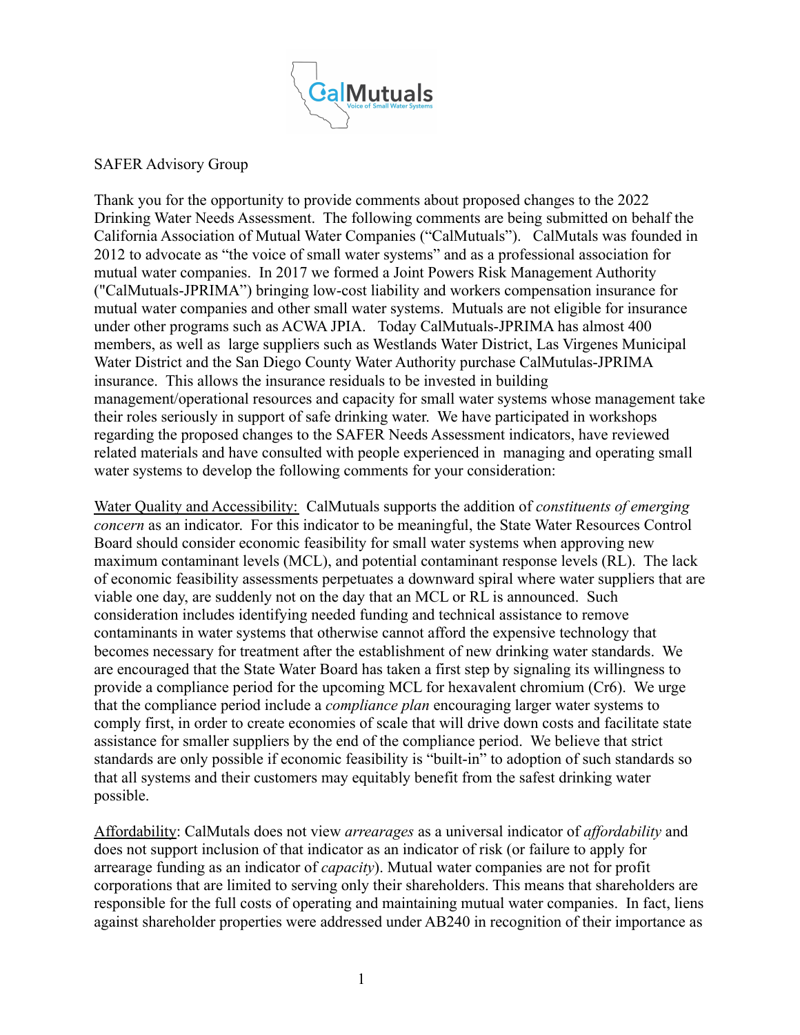SAFER Advisory Group

Thank you for the opportunity to provide comments about proposed changes to the 2022 Drinking Water Needs Assessment. The following comments are being submitted on behalf the California Association of Mutual Water Companies ("CalMutuals"). CalMutals was founded in 2012 to advocate as "the voice of small water systems" and as a professional association for mutual water companies. In 2017 we formed a Joint Powers Risk Management Authority ("CalMutuals-JPRIMA") bringing low-cost liability and workers compensation insurance for mutual water companies and other small water systems. Mutuals are not eligible for insurance under other programs such as ACWA JPIA. Today CalMutuals-JPRIMA has almost 400 members, as well as large suppliers such as Westlands Water District, Las Virgenes Municipal Water District and the San Diego County Water Authority purchase CalMutulas-JPRIMA insurance. This allows the insurance residuals to be invested in building management/operational resources and capacity for small water systems whose management take their roles seriously in support of safe drinking water. We have participated in workshops regarding the proposed changes to the SAFER Needs Assessment indicators, have reviewed related materials and have consulted with people experienced in managing and operating small water systems to develop the following comments for your consideration:

<u>Water Quality and Accessibility:</u> CalMutuals supports the addition of *constituents of emerging concern* as an indicator. For this indicator to be meaningful, the State Water Resources Control Board should consider economic feasibility for small water systems when approving new maximum contaminant levels (MCL), and potential contaminant response levels (RL). The lack of economic feasibility assessments perpetuates a downward spiral where water suppliers that are viable one day, are suddenly not on the day that an MCL or RL is announced. Such consideration includes identifying needed funding and technical assistance to remove contaminants in water systems that otherwise cannot afford the expensive technology that becomes necessary for treatment after the establishment of new drinking water standards. We are encouraged that the State Water Board has taken a first step by signaling its willingness to provide a compliance period for the upcoming MCL for hexavalent chromium (Cr6). We urge that the compliance period include a *compliance plan* encouraging larger water systems to comply first, in order to create economies of scale that will drive down costs and facilitate state assistance for smaller suppliers by the end of the compliance period. We believe that strict standards are only possible if economic feasibility is "built-in" to adoption of such standards so that all systems and their customers may equitably benefit from the safest drinking water possible.

<u>Affordability</u>: CalMutals does not view *arrearages* as a universal indicator of *affordability* and does not support inclusion of that indicator as an indicator of risk (or failure to apply for arrearage funding as an indicator of *capacity*). Mutual water companies are not for profit corporations that are limited to serving only their shareholders. This means that shareholders are responsible for the full costs of operating and maintaining mutual water companies. In fact, liens against shareholder properties were addressed under AB240 in recognition of their importance as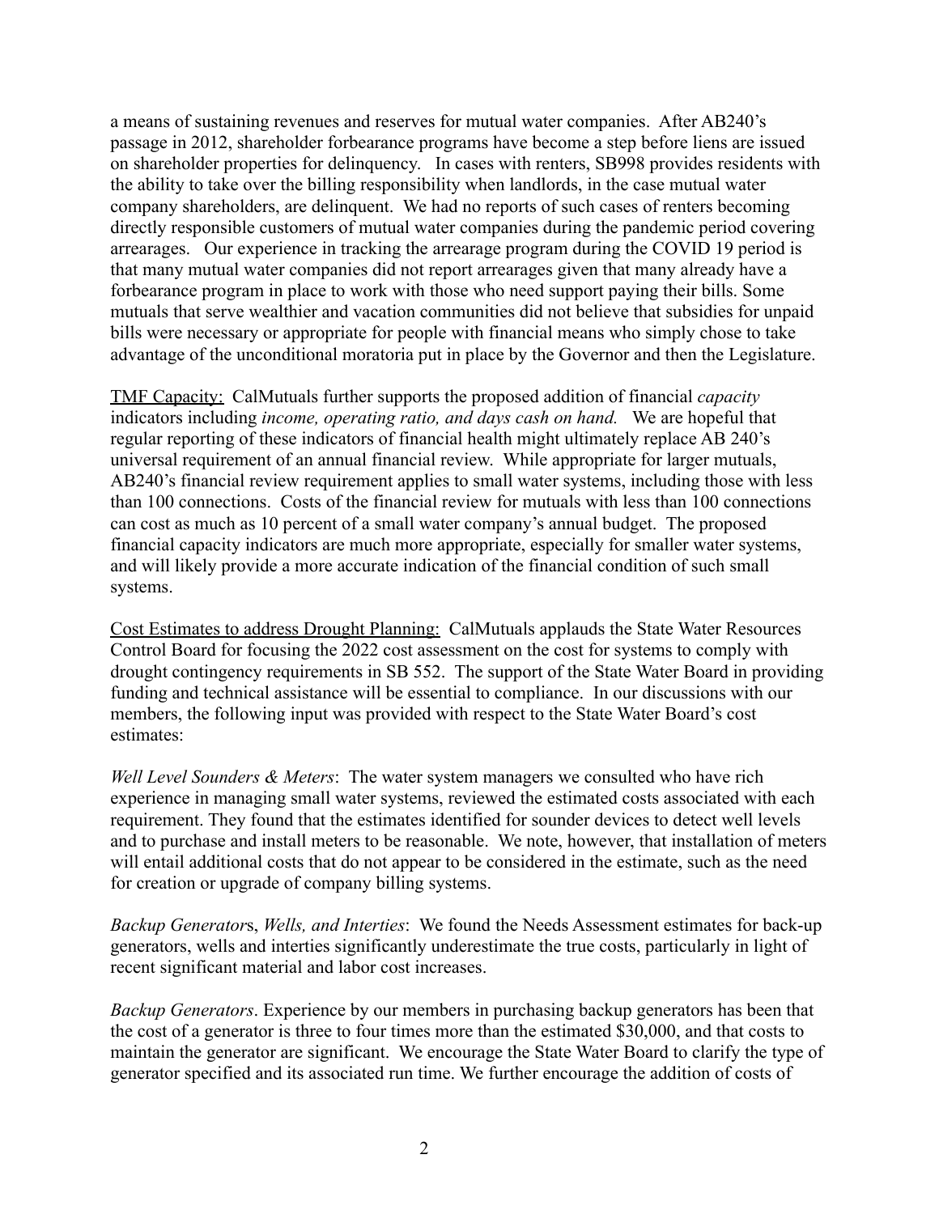a means of sustaining revenues and reserves for mutual water companies. After AB240's passage in 2012, shareholder forbearance programs have become a step before liens are issued on shareholder properties for delinquency. In cases with renters, SB998 provides residents with the ability to take over the billing responsibility when landlords, in the case mutual water company shareholders, are delinquent. We had no reports of such cases of renters becoming directly responsible customers of mutual water companies during the pandemic period covering arrearages. Our experience in tracking the arrearage program during the COVID 19 period is that many mutual water companies did not report arrearages given that many already have a forbearance program in place to work with those who need support paying their bills. Some mutuals that serve wealthier and vacation communities did not believe that subsidies for unpaid bills were necessary or appropriate for people with financial means who simply chose to take advantage of the unconditional moratoria put in place by the Governor and then the Legislature.

<u>TMF Capacity:</u> CalMutuals further supports the proposed addition of financial *capacity* indicators including *income, operating ratio, and days cash on hand.* We are hopeful that regular reporting of these indicators of financial health might ultimately replace AB 240's universal requirement of an annual financial review. While appropriate for larger mutuals, AB240's financial review requirement applies to small water systems, including those with less than 100 connections. Costs of the financial review for mutuals with less than 100 connections can cost as much as 10 percent of a small water company's annual budget. The proposed financial capacity indicators are much more appropriate, especially for smaller water systems, and will likely provide a more accurate indication of the financial condition of such small systems.

<u>Cost Estimates to address Drought Planning:</u> CalMutuals applauds the State Water Resources Control Board for focusing the 2022 cost assessment on the cost for systems to comply with drought contingency requirements in SB 552. The support of the State Water Board in providing funding and technical assistance will be essential to compliance. In our discussions with our members, the following input was provided with respect to the State Water Board's cost estimates:

*Well Level Sounders & Meters*: The water system managers we consulted who have rich experience in managing small water systems, reviewed the estimated costs associated with each requirement. They found that the estimates identified for sounder devices to detect well levels and to purchase and install meters to be reasonable. We note, however, that installation of meters will entail additional costs that do not appear to be considered in the estimate, such as the need for creation or upgrade of company billing systems.

*Backup Generator*s, *Wells, and Interties*: We found the Needs Assessment estimates for back-up generators, wells and interties significantly underestimate the true costs, particularly in light of recent significant material and labor cost increases.

*Backup Generators*. Experience by our members in purchasing backup generators has been that the cost of a generator is three to four times more than the estimated $30,000, and that costs to maintain the generator are significant. We encourage the State Water Board to clarify the type of generator specified and its associated run time. We further encourage the addition of costs of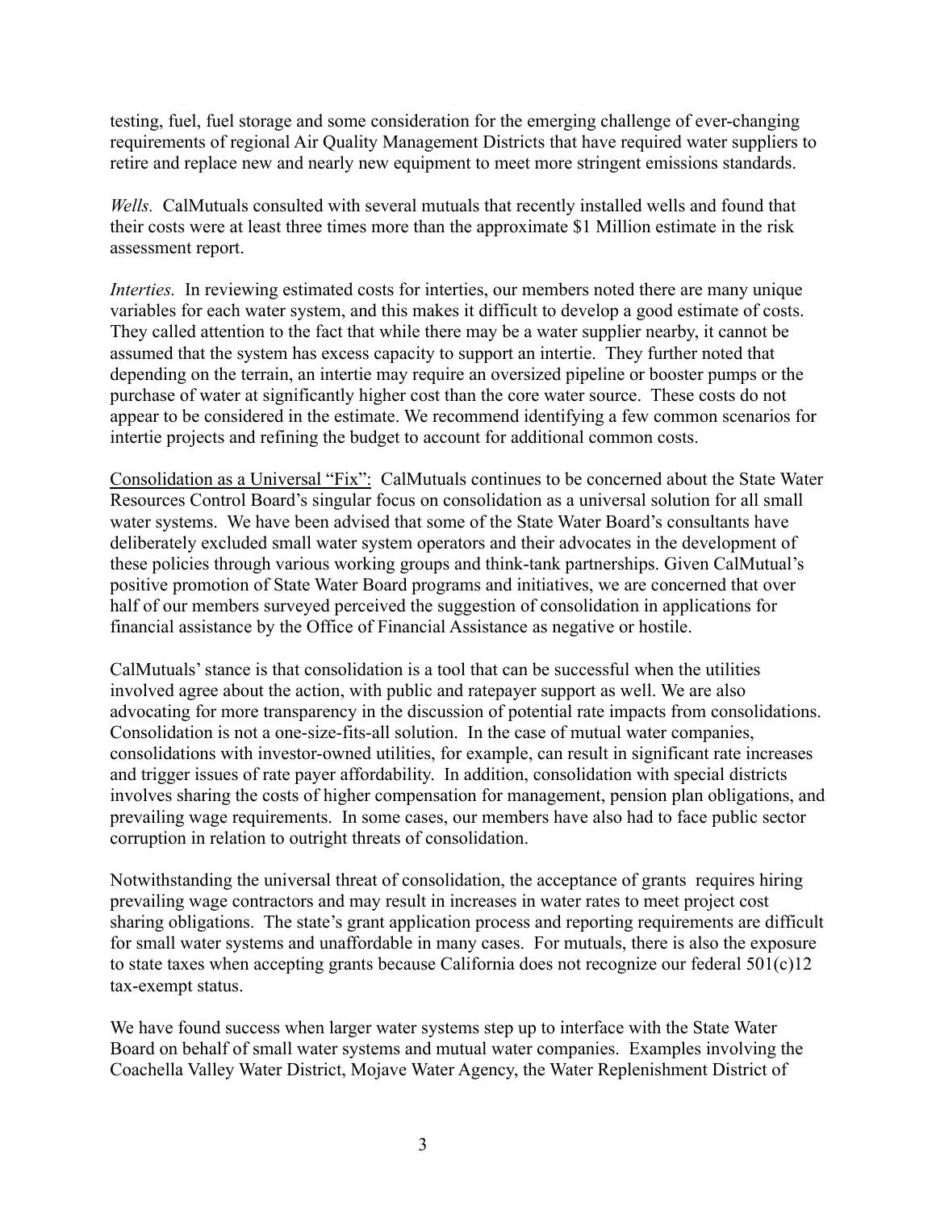testing, fuel, fuel storage and some consideration for the emerging challenge of ever-changing requirements of regional Air Quality Management Districts that have required water suppliers to retire and replace new and nearly new equipment to meet more stringent emissions standards.

*Wells.* CalMutuals consulted with several mutuals that recently installed wells and found that their costs were at least three times more than the approximate $1 Million estimate in the risk assessment report.

*Interties.* In reviewing estimated costs for interties, our members noted there are many unique variables for each water system, and this makes it difficult to develop a good estimate of costs. They called attention to the fact that while there may be a water supplier nearby, it cannot be assumed that the system has excess capacity to support an intertie. They further noted that depending on the terrain, an intertie may require an oversized pipeline or booster pumps or the purchase of water at significantly higher cost than the core water source. These costs do not appear to be considered in the estimate. We recommend identifying a few common scenarios for intertie projects and refining the budget to account for additional common costs.

<u>Consolidation as a Universal "Fix":</u> CalMutuals continues to be concerned about the State Water Resources Control Board's singular focus on consolidation as a universal solution for all small water systems. We have been advised that some of the State Water Board's consultants have deliberately excluded small water system operators and their advocates in the development of these policies through various working groups and think-tank partnerships. Given CalMutual's positive promotion of State Water Board programs and initiatives, we are concerned that over half of our members surveyed perceived the suggestion of consolidation in applications for financial assistance by the Office of Financial Assistance as negative or hostile.

CalMutuals' stance is that consolidation is a tool that can be successful when the utilities involved agree about the action, with public and ratepayer support as well. We are also advocating for more transparency in the discussion of potential rate impacts from consolidations. Consolidation is not a one-size-fits-all solution. In the case of mutual water companies, consolidations with investor-owned utilities, for example, can result in significant rate increases and trigger issues of rate payer affordability. In addition, consolidation with special districts involves sharing the costs of higher compensation for management, pension plan obligations, and prevailing wage requirements. In some cases, our members have also had to face public sector corruption in relation to outright threats of consolidation.

Notwithstanding the universal threat of consolidation, the acceptance of grants requires hiring prevailing wage contractors and may result in increases in water rates to meet project cost sharing obligations. The state's grant application process and reporting requirements are difficult for small water systems and unaffordable in many cases. For mutuals, there is also the exposure to state taxes when accepting grants because California does not recognize our federal 501(c)12 tax-exempt status.

We have found success when larger water systems step up to interface with the State Water Board on behalf of small water systems and mutual water companies. Examples involving the Coachella Valley Water District, Mojave Water Agency, the Water Replenishment District of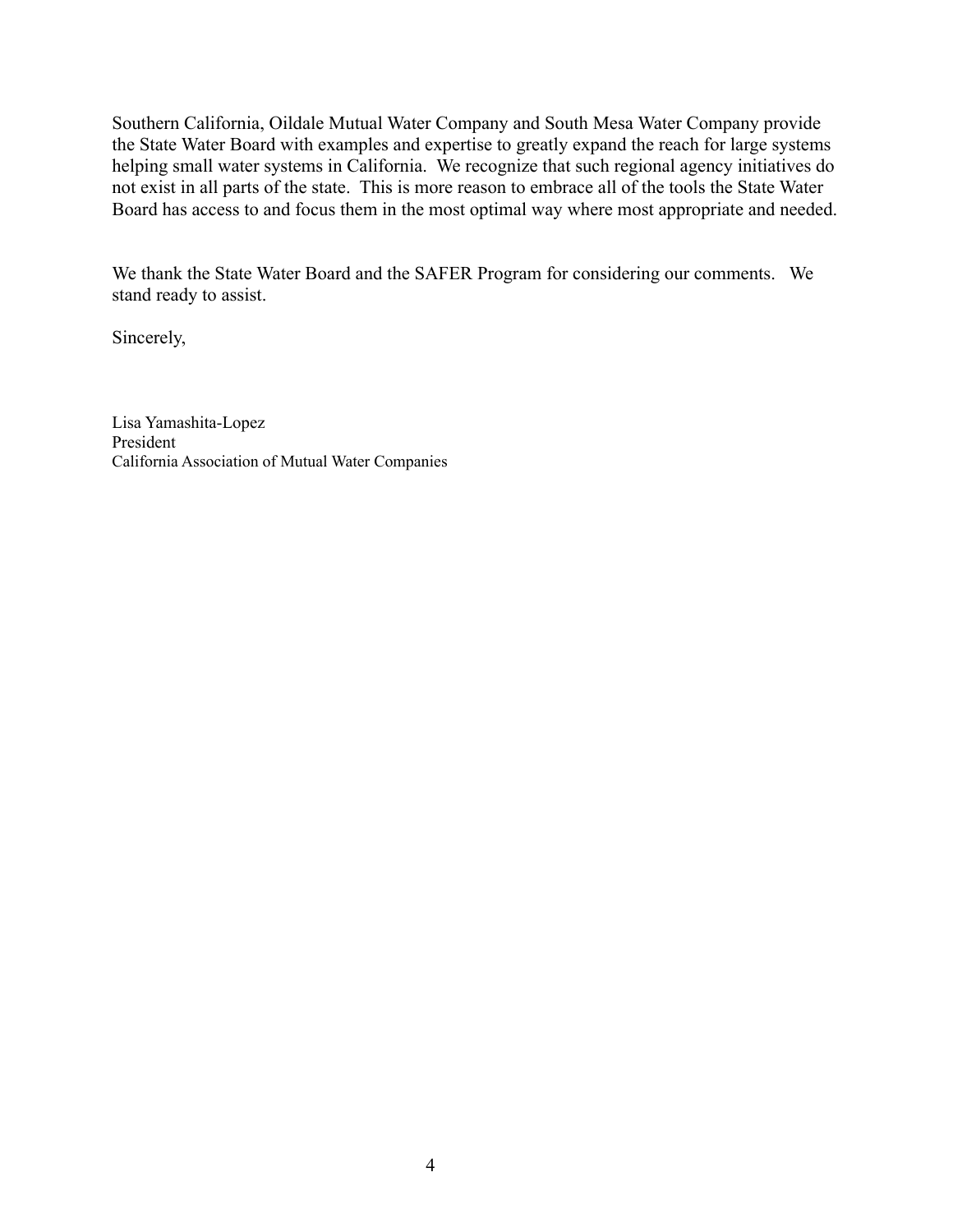Southern California, Oildale Mutual Water Company and South Mesa Water Company provide the State Water Board with examples and expertise to greatly expand the reach for large systems helping small water systems in California. We recognize that such regional agency initiatives do not exist in all parts of the state. This is more reason to embrace all of the tools the State Water Board has access to and focus them in the most optimal way where most appropriate and needed.

We thank the State Water Board and the SAFER Program for considering our comments. We stand ready to assist.

Sincerely,

Lisa Yamashita-Lopez  
President  
California Association of Mutual Water Companies